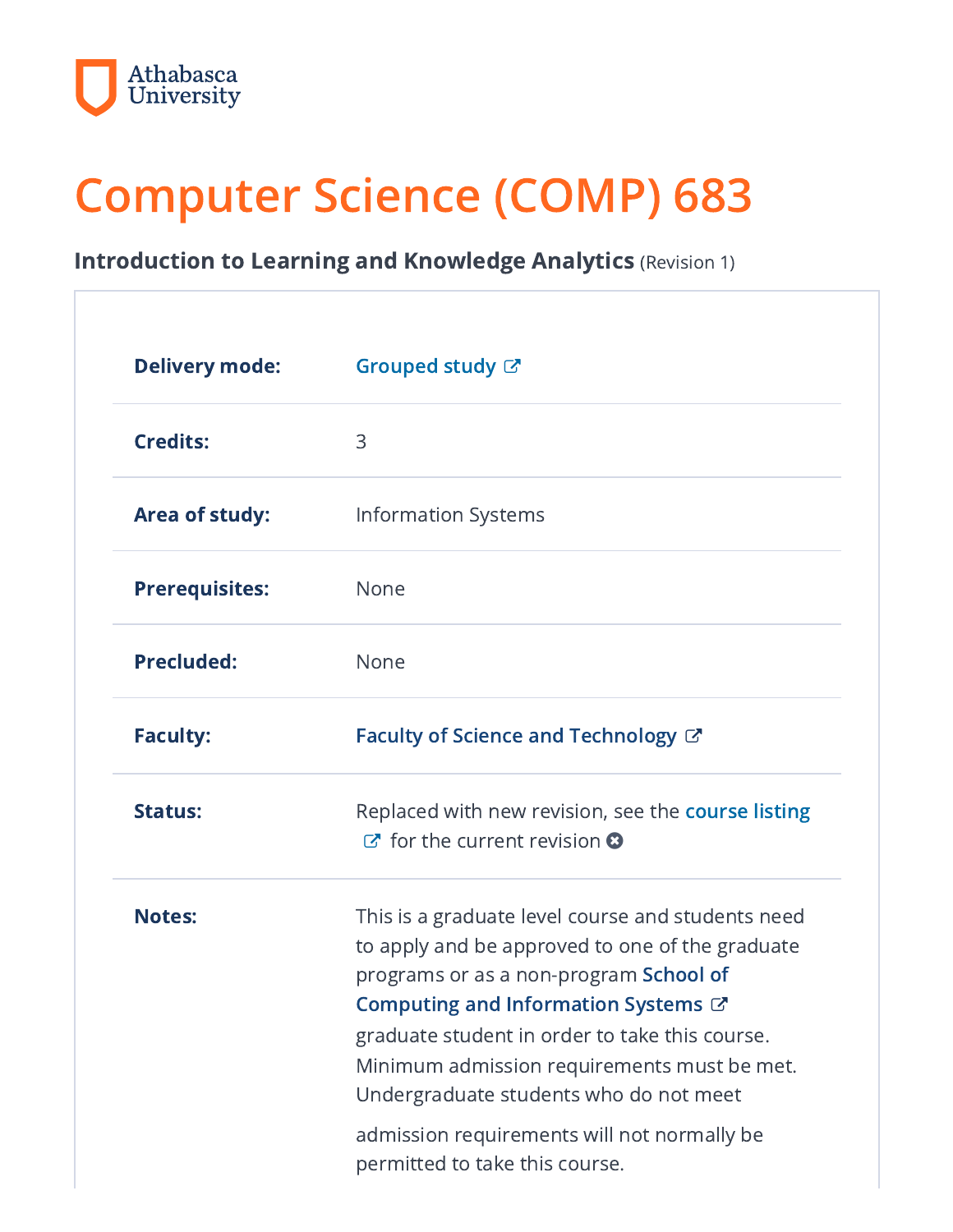# Computer Science (COMP) 683

**Introduction to Learning and Knowledge Analytics** (Revision 1)

| | |
|---|---|
| **Delivery mode:** | Grouped study |
| **Credits:** | 3 |
| **Area of study:** | Information Systems |
| **Prerequisites:** | None |
| **Precluded:** | None |
| **Faculty:** | Faculty of Science and Technology |
| **Status:** | Replaced with new revision, see the course listing for the current revision |
| **Notes:** | This is a graduate level course and students need to apply and be approved to one of the graduate programs or as a non-program School of Computing and Information Systems graduate student in order to take this course. Minimum admission requirements must be met. Undergraduate students who do not meet admission requirements will not normally be permitted to take this course. |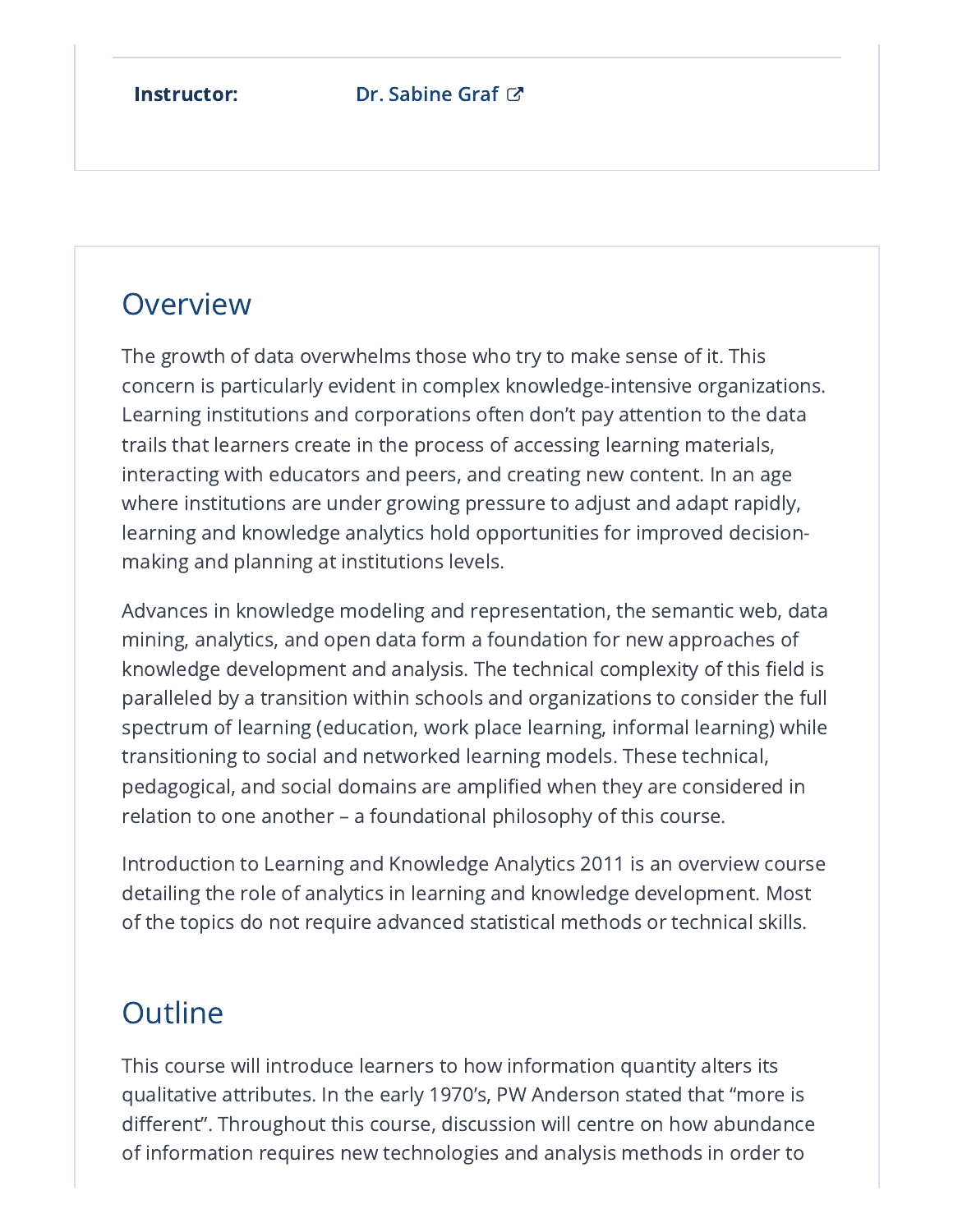**Instructor:** Dr. Sabine Graf

## Overview

The growth of data overwhelms those who try to make sense of it. This concern is particularly evident in complex knowledge-intensive organizations. Learning institutions and corporations often don't pay attention to the data trails that learners create in the process of accessing learning materials, interacting with educators and peers, and creating new content. In an age where institutions are under growing pressure to adjust and adapt rapidly, learning and knowledge analytics hold opportunities for improved decision-making and planning at institutions levels.

Advances in knowledge modeling and representation, the semantic web, data mining, analytics, and open data form a foundation for new approaches of knowledge development and analysis. The technical complexity of this field is paralleled by a transition within schools and organizations to consider the full spectrum of learning (education, work place learning, informal learning) while transitioning to social and networked learning models. These technical, pedagogical, and social domains are amplified when they are considered in relation to one another – a foundational philosophy of this course.

Introduction to Learning and Knowledge Analytics 2011 is an overview course detailing the role of analytics in learning and knowledge development. Most of the topics do not require advanced statistical methods or technical skills.

## Outline

This course will introduce learners to how information quantity alters its qualitative attributes. In the early 1970's, PW Anderson stated that "more is different". Throughout this course, discussion will centre on how abundance of information requires new technologies and analysis methods in order to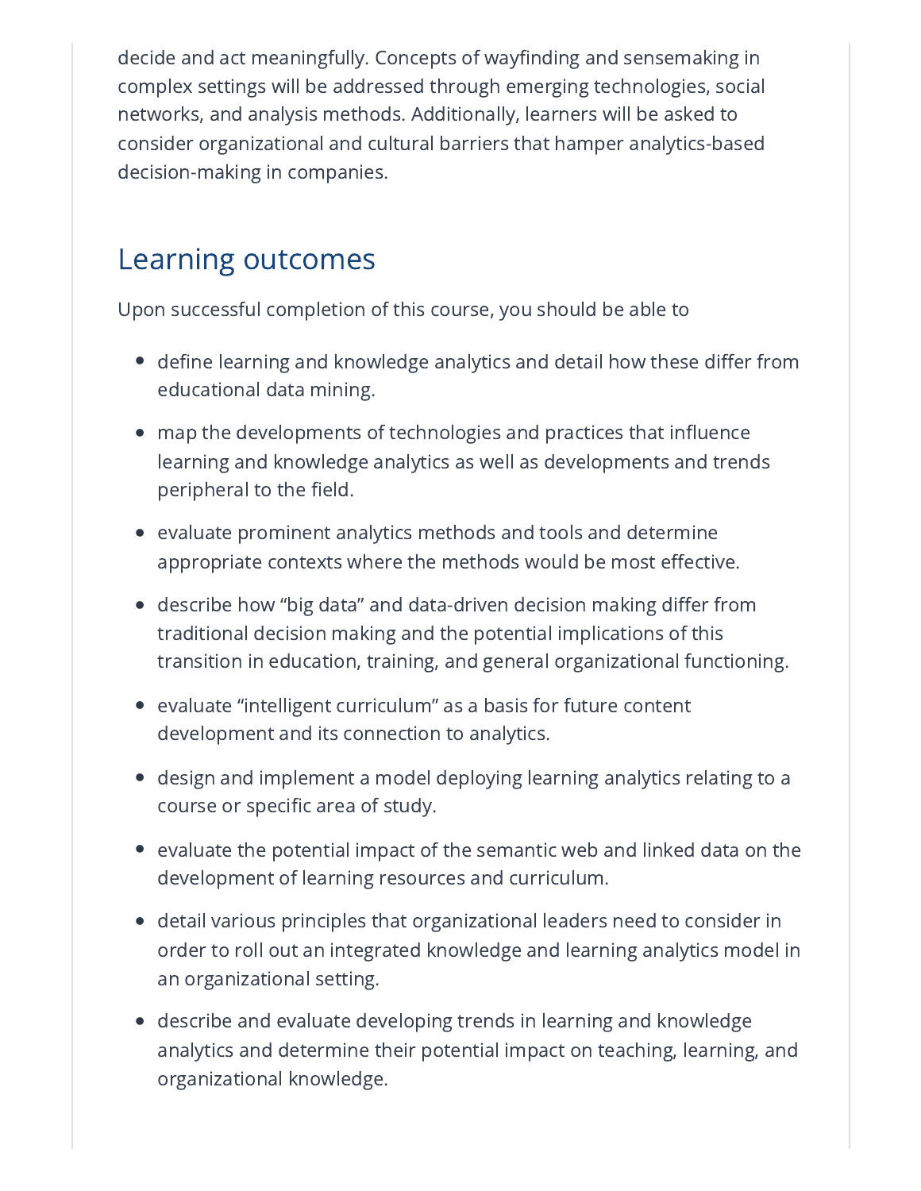decide and act meaningfully. Concepts of wayfinding and sensemaking in complex settings will be addressed through emerging technologies, social networks, and analysis methods. Additionally, learners will be asked to consider organizational and cultural barriers that hamper analytics-based decision-making in companies.

## Learning outcomes

Upon successful completion of this course, you should be able to

- define learning and knowledge analytics and detail how these differ from educational data mining.
- map the developments of technologies and practices that influence learning and knowledge analytics as well as developments and trends peripheral to the field.
- evaluate prominent analytics methods and tools and determine appropriate contexts where the methods would be most effective.
- describe how “big data” and data-driven decision making differ from traditional decision making and the potential implications of this transition in education, training, and general organizational functioning.
- evaluate “intelligent curriculum” as a basis for future content development and its connection to analytics.
- design and implement a model deploying learning analytics relating to a course or specific area of study.
- evaluate the potential impact of the semantic web and linked data on the development of learning resources and curriculum.
- detail various principles that organizational leaders need to consider in order to roll out an integrated knowledge and learning analytics model in an organizational setting.
- describe and evaluate developing trends in learning and knowledge analytics and determine their potential impact on teaching, learning, and organizational knowledge.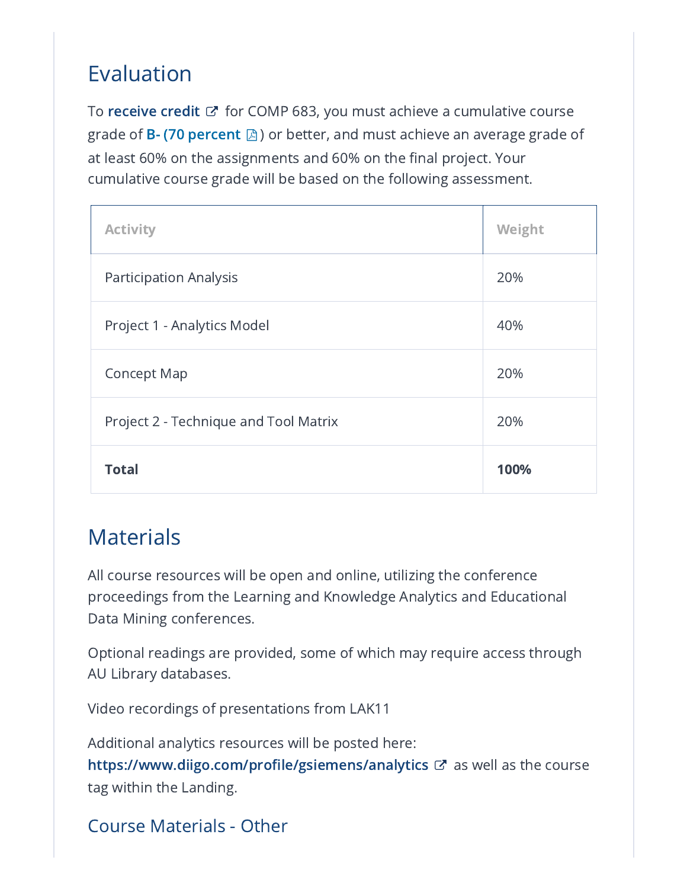## Evaluation

To **receive credit** for COMP 683, you must achieve a cumulative course grade of **B- (70 percent** ) or better, and must achieve an average grade of at least 60% on the assignments and 60% on the final project. Your cumulative course grade will be based on the following assessment.

| Activity | Weight |
|---|---|
| Participation Analysis | 20% |
| Project 1 - Analytics Model | 40% |
| Concept Map | 20% |
| Project 2 - Technique and Tool Matrix | 20% |
| **Total** | **100%** |

## Materials

All course resources will be open and online, utilizing the conference proceedings from the Learning and Knowledge Analytics and Educational Data Mining conferences.

Optional readings are provided, some of which may require access through AU Library databases.

Video recordings of presentations from LAK11

Additional analytics resources will be posted here: **https://www.diigo.com/profile/gsiemens/analytics** as well as the course tag within the Landing.

### Course Materials - Other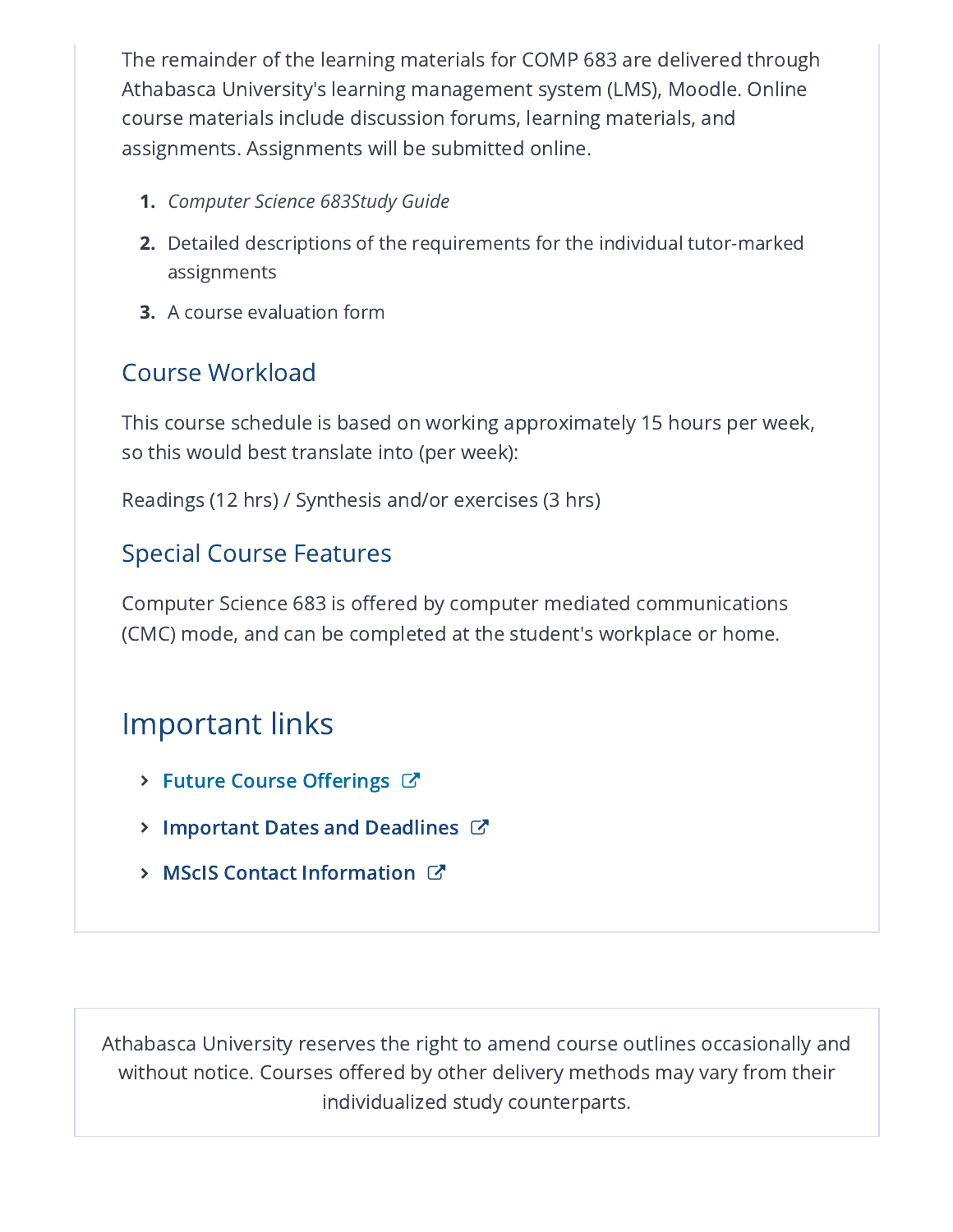The remainder of the learning materials for COMP 683 are delivered through Athabasca University's learning management system (LMS), Moodle. Online course materials include discussion forums, learning materials, and assignments. Assignments will be submitted online.

1. *Computer Science 683Study Guide*
2. Detailed descriptions of the requirements for the individual tutor-marked assignments
3. A course evaluation form

### Course Workload

This course schedule is based on working approximately 15 hours per week, so this would best translate into (per week):

Readings (12 hrs) / Synthesis and/or exercises (3 hrs)

### Special Course Features

Computer Science 683 is offered by computer mediated communications (CMC) mode, and can be completed at the student's workplace or home.

## Important links

- **Future Course Offerings**
- **Important Dates and Deadlines**
- **MScIS Contact Information**

Athabasca University reserves the right to amend course outlines occasionally and without notice. Courses offered by other delivery methods may vary from their individualized study counterparts.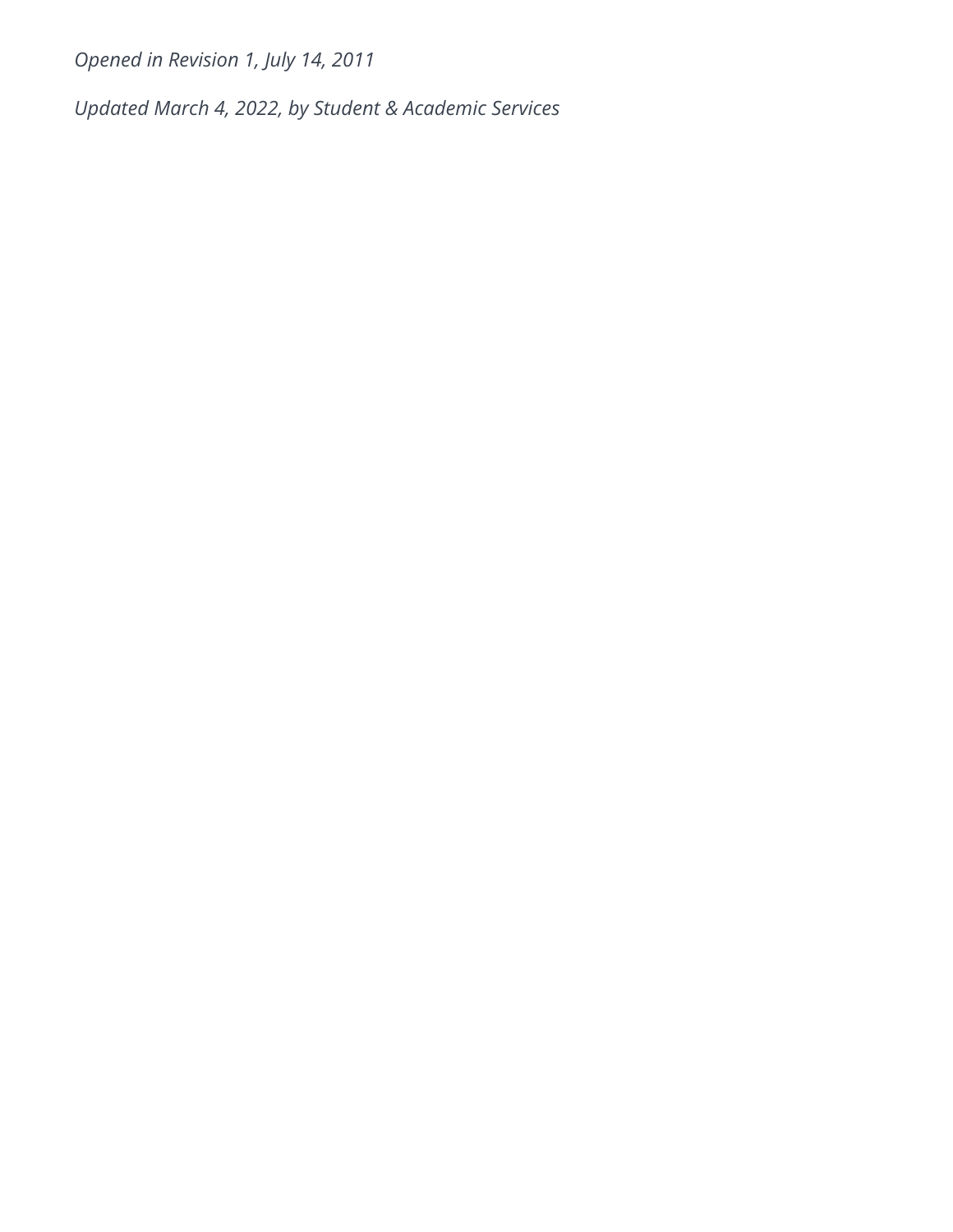*Opened in Revision 1, July 14, 2011*

*Updated March 4, 2022, by Student & Academic Services*